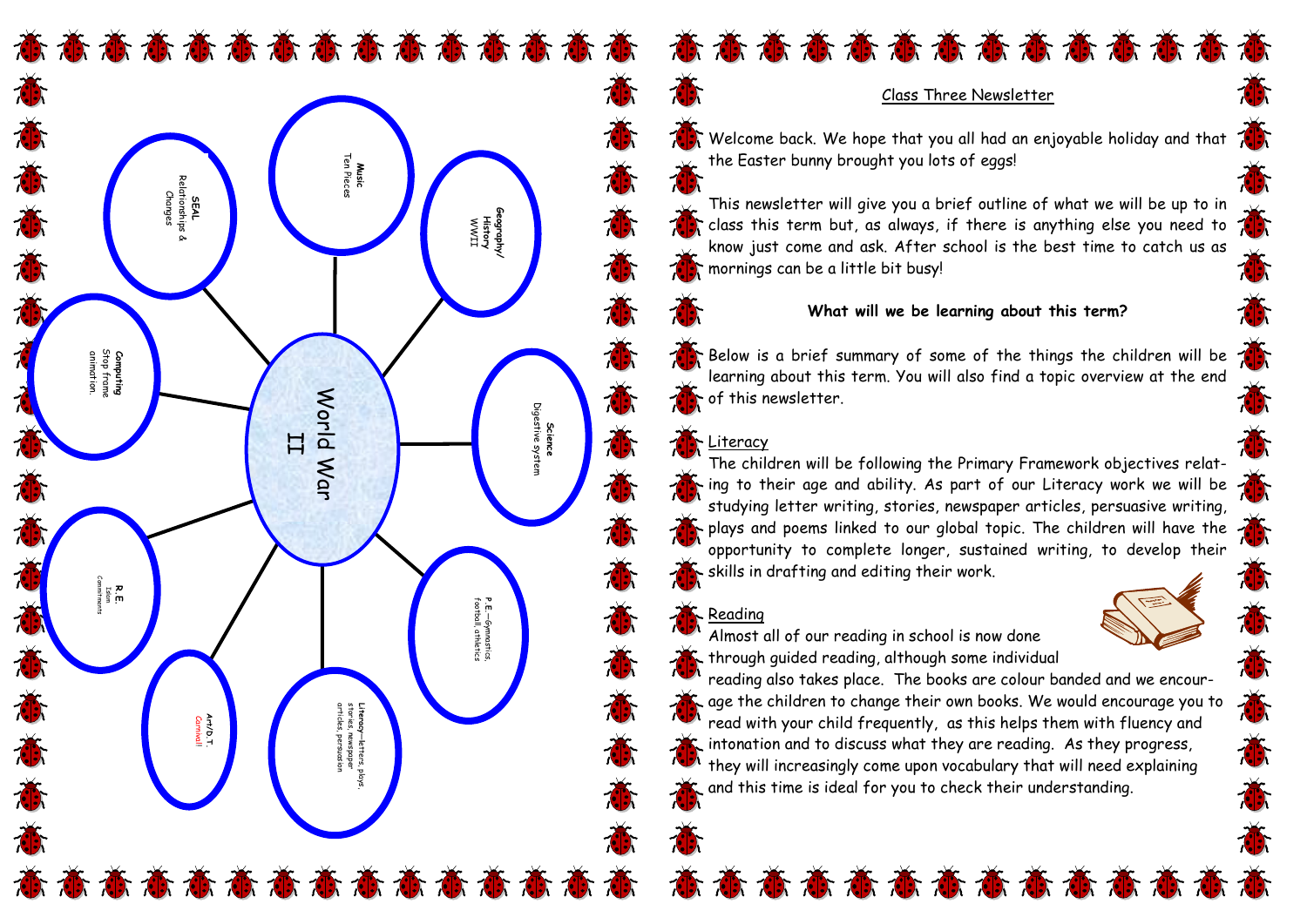World War II

**Music**
Ten Pieces

**Geography/ History**
WWII

**Science**
Digestive system

**P.E.**—Gymnastics, football, athletics

**Literacy**—letters, plays, stories, newspaper articles, persuasion

**Art/D.T.**
Carnival!

**R.E.**
Islam
Commitments

**Computing**
Stop frame animation.

**SEAL**
Relationships & Changes

# Class Three Newsletter

Welcome back. We hope that you all had an enjoyable holiday and that the Easter bunny brought you lots of eggs!

This newsletter will give you a brief outline of what we will be up to in class this term but, as always, if there is anything else you need to know just come and ask. After school is the best time to catch us as mornings can be a little bit busy!

**What will we be learning about this term?**

Below is a brief summary of some of the things the children will be learning about this term. You will also find a topic overview at the end of this newsletter.

## Literacy

The children will be following the Primary Framework objectives relating to their age and ability. As part of our Literacy work we will be studying letter writing, stories, newspaper articles, persuasive writing, plays and poems linked to our global topic. The children will have the opportunity to complete longer, sustained writing, to develop their skills in drafting and editing their work.

## Reading

Almost all of our reading in school is now done through guided reading, although some individual reading also takes place. The books are colour banded and we encourage the children to change their own books. We would encourage you to read with your child frequently, as this helps them with fluency and intonation and to discuss what they are reading. As they progress, they will increasingly come upon vocabulary that will need explaining and this time is ideal for you to check their understanding.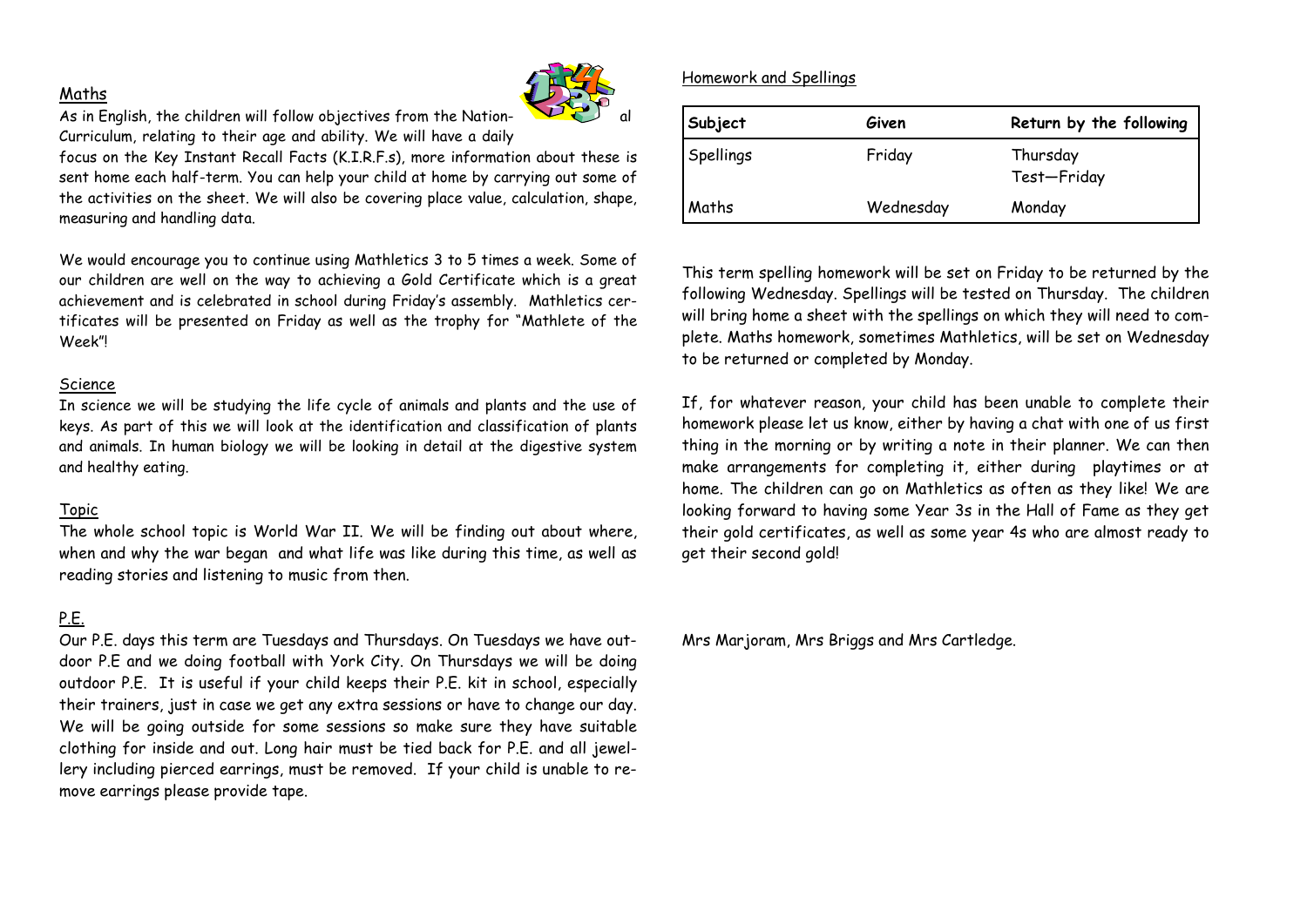## Maths

As in English, the children will follow objectives from the National Curriculum, relating to their age and ability. We will have a daily focus on the Key Instant Recall Facts (K.I.R.F.s), more information about these is sent home each half-term. You can help your child at home by carrying out some of the activities on the sheet. We will also be covering place value, calculation, shape, measuring and handling data.

We would encourage you to continue using Mathletics 3 to 5 times a week. Some of our children are well on the way to achieving a Gold Certificate which is a great achievement and is celebrated in school during Friday's assembly. Mathletics certificates will be presented on Friday as well as the trophy for "Mathlete of the Week"!

## Science

In science we will be studying the life cycle of animals and plants and the use of keys. As part of this we will look at the identification and classification of plants and animals. In human biology we will be looking in detail at the digestive system and healthy eating.

## Topic

The whole school topic is World War II. We will be finding out about where, when and why the war began and what life was like during this time, as well as reading stories and listening to music from then.

## P.E.

Our P.E. days this term are Tuesdays and Thursdays. On Tuesdays we have outdoor P.E and we doing football with York City. On Thursdays we will be doing outdoor P.E. It is useful if your child keeps their P.E. kit in school, especially their trainers, just in case we get any extra sessions or have to change our day. We will be going outside for some sessions so make sure they have suitable clothing for inside and out. Long hair must be tied back for P.E. and all jewellery including pierced earrings, must be removed. If your child is unable to remove earrings please provide tape.

## Homework and Spellings

| Subject | Given | Return by the following |
|---|---|---|
| Spellings | Friday | Thursday<br>Test—Friday |
| Maths | Wednesday | Monday |

This term spelling homework will be set on Friday to be returned by the following Wednesday. Spellings will be tested on Thursday. The children will bring home a sheet with the spellings on which they will need to complete. Maths homework, sometimes Mathletics, will be set on Wednesday to be returned or completed by Monday.

If, for whatever reason, your child has been unable to complete their homework please let us know, either by having a chat with one of us first thing in the morning or by writing a note in their planner. We can then make arrangements for completing it, either during playtimes or at home. The children can go on Mathletics as often as they like! We are looking forward to having some Year 3s in the Hall of Fame as they get their gold certificates, as well as some year 4s who are almost ready to get their second gold!

Mrs Marjoram, Mrs Briggs and Mrs Cartledge.